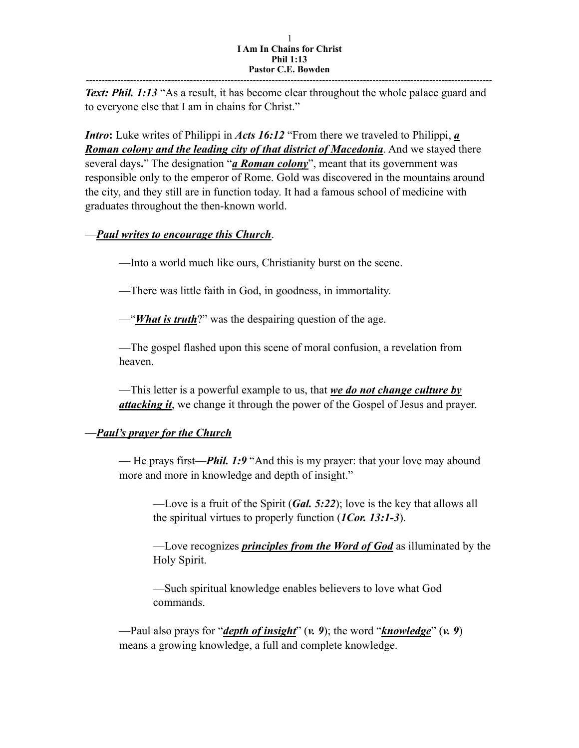# I Am In Chains for Christ

**Phil 1:13**

**Pastor C.E. Bowden**

---

***Text: Phil. 1:13*** "As a result, it has become clear throughout the whole palace guard and to everyone else that I am in chains for Christ."

***Intro*:** Luke writes of Philippi in ***Acts 16:12*** "From there we traveled to Philippi, ***a Roman colony and the leading city of that district of Macedonia***. And we stayed there several days**.**" The designation "***a Roman colony***", meant that its government was responsible only to the emperor of Rome. Gold was discovered in the mountains around the city, and they still are in function today. It had a famous school of medicine with graduates throughout the then-known world.

—***Paul writes to encourage this Church***.

—Into a world much like ours, Christianity burst on the scene.

—There was little faith in God, in goodness, in immortality.

—"***What is truth***?" was the despairing question of the age.

—The gospel flashed upon this scene of moral confusion, a revelation from heaven.

—This letter is a powerful example to us, that ***we do not change culture by attacking it***, we change it through the power of the Gospel of Jesus and prayer.

—***Paul's prayer for the Church***

— He prays first—***Phil. 1:9*** "And this is my prayer: that your love may abound more and more in knowledge and depth of insight."

—Love is a fruit of the Spirit (***Gal. 5:22***); love is the key that allows all the spiritual virtues to properly function (***1Cor. 13:1-3***).

—Love recognizes ***principles from the Word of God*** as illuminated by the Holy Spirit.

—Such spiritual knowledge enables believers to love what God commands.

—Paul also prays for "***depth of insight***" (***v. 9***); the word "***knowledge***" (***v. 9***) means a growing knowledge, a full and complete knowledge.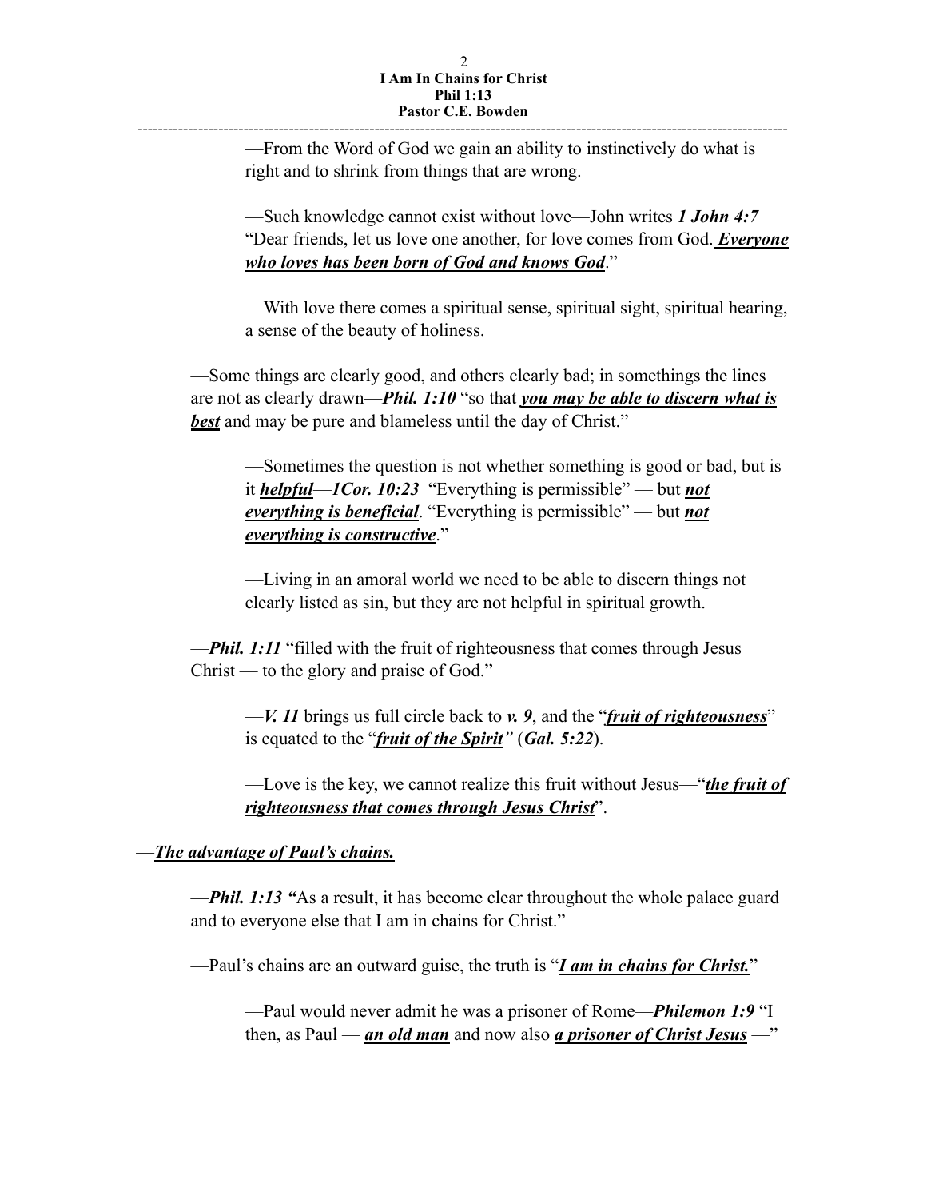—From the Word of God we gain an ability to instinctively do what is right and to shrink from things that are wrong.

—Such knowledge cannot exist without love—John writes ***1 John 4:7*** "Dear friends, let us love one another, for love comes from God. ***Everyone who loves has been born of God and knows God***."

—With love there comes a spiritual sense, spiritual sight, spiritual hearing, a sense of the beauty of holiness.

—Some things are clearly good, and others clearly bad; in somethings the lines are not as clearly drawn—***Phil. 1:10*** "so that ***you may be able to discern what is best*** and may be pure and blameless until the day of Christ."

—Sometimes the question is not whether something is good or bad, but is it ***helpful***—***1Cor. 10:23*** "Everything is permissible" — but ***not everything is beneficial***. "Everything is permissible" — but ***not everything is constructive***."

—Living in an amoral world we need to be able to discern things not clearly listed as sin, but they are not helpful in spiritual growth.

—***Phil. 1:11*** "filled with the fruit of righteousness that comes through Jesus Christ — to the glory and praise of God."

—***V. 11*** brings us full circle back to ***v. 9***, and the "***fruit of righteousness***" is equated to the "***fruit of the Spirit***" (***Gal. 5:22***).

—Love is the key, we cannot realize this fruit without Jesus—"***the fruit of righteousness that comes through Jesus Christ***".

—***The advantage of Paul's chains.***

—***Phil. 1:13*** "As a result, it has become clear throughout the whole palace guard and to everyone else that I am in chains for Christ."

—Paul's chains are an outward guise, the truth is "***I am in chains for Christ.***"

—Paul would never admit he was a prisoner of Rome—***Philemon 1:9*** "I then, as Paul — ***an old man*** and now also ***a prisoner of Christ Jesus*** —"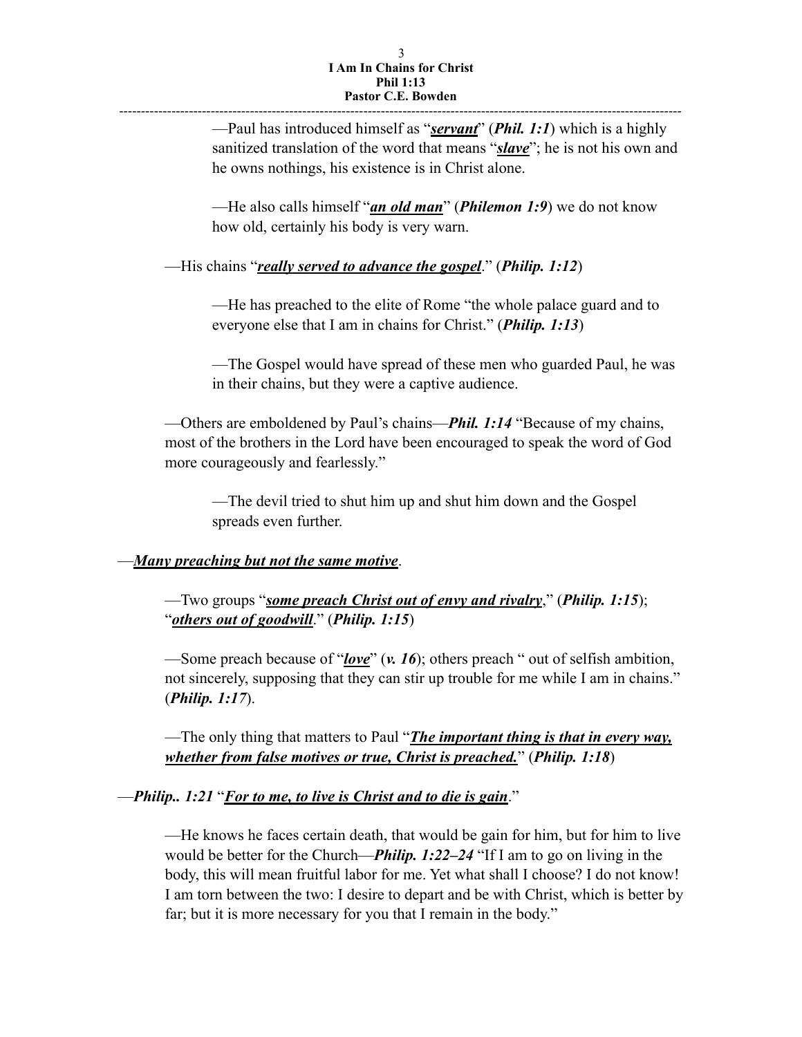—Paul has introduced himself as "***servant***" (***Phil. 1:1***) which is a highly sanitized translation of the word that means "***slave***"; he is not his own and he owns nothings, his existence is in Christ alone.

—He also calls himself "***an old man***" (***Philemon 1:9***) we do not know how old, certainly his body is very warn.

—His chains "***really served to advance the gospel***." (***Philip. 1:12***)

—He has preached to the elite of Rome "the whole palace guard and to everyone else that I am in chains for Christ." (***Philip. 1:13***)

—The Gospel would have spread of these men who guarded Paul, he was in their chains, but they were a captive audience.

—Others are emboldened by Paul's chains—***Phil. 1:14*** "Because of my chains, most of the brothers in the Lord have been encouraged to speak the word of God more courageously and fearlessly."

—The devil tried to shut him up and shut him down and the Gospel spreads even further.

—***Many preaching but not the same motive***.

—Two groups "***some preach Christ out of envy and rivalry***," (***Philip. 1:15***); "***others out of goodwill***." (***Philip. 1:15***)

—Some preach because of "***love***" (***v. 16***); others preach " out of selfish ambition, not sincerely, supposing that they can stir up trouble for me while I am in chains." (***Philip. 1:17***).

—The only thing that matters to Paul "***The important thing is that in every way, whether from false motives or true, Christ is preached.***" (***Philip. 1:18***)

—***Philip.. 1:21*** "***For to me, to live is Christ and to die is gain***."

—He knows he faces certain death, that would be gain for him, but for him to live would be better for the Church—***Philip. 1:22–24*** "If I am to go on living in the body, this will mean fruitful labor for me. Yet what shall I choose? I do not know! I am torn between the two: I desire to depart and be with Christ, which is better by far; but it is more necessary for you that I remain in the body."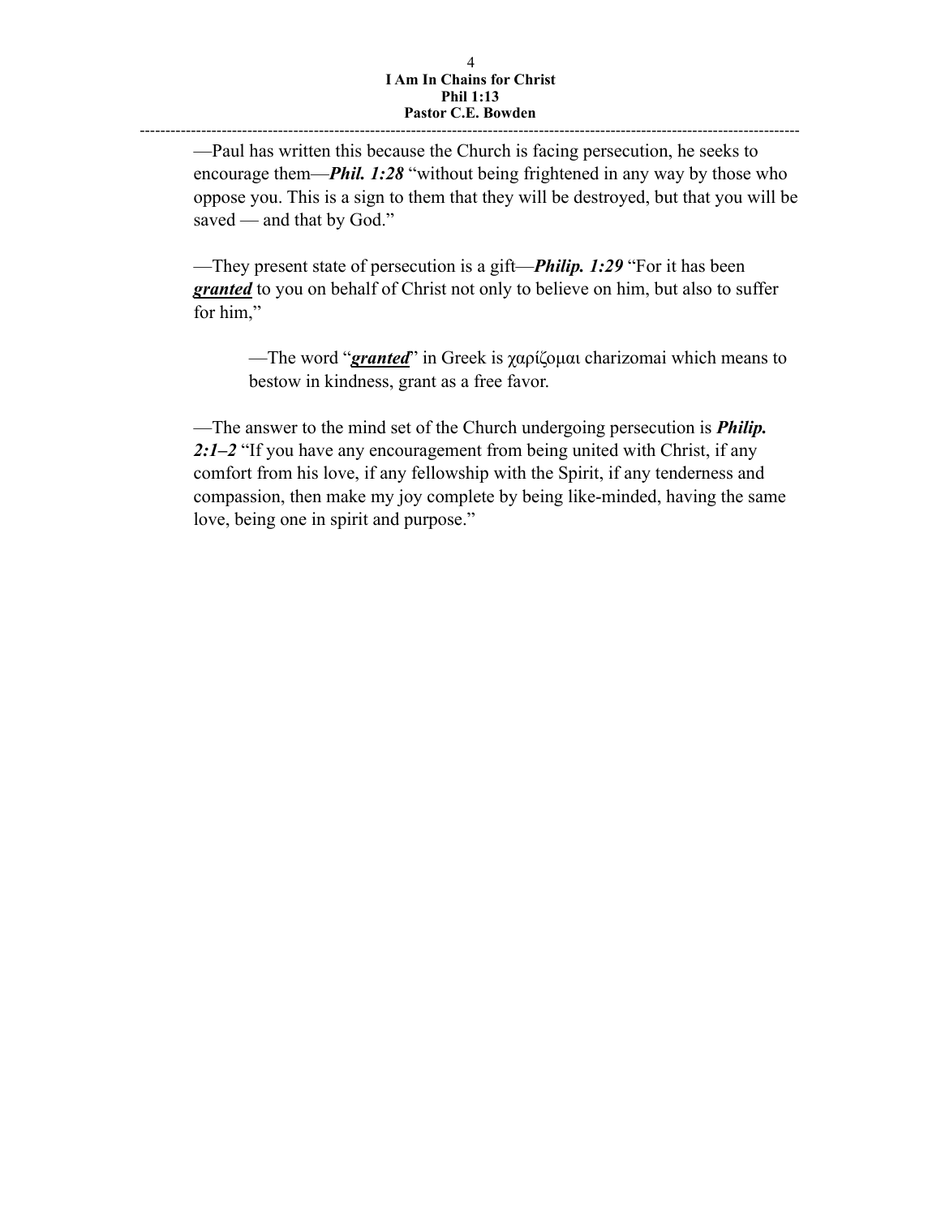—Paul has written this because the Church is facing persecution, he seeks to encourage them—***Phil. 1:28*** "without being frightened in any way by those who oppose you. This is a sign to them that they will be destroyed, but that you will be saved — and that by God."

—They present state of persecution is a gift—***Philip. 1:29*** "For it has been ***granted*** to you on behalf of Christ not only to believe on him, but also to suffer for him,"

> —The word "***granted***" in Greek is χαρίζομαι charizomai which means to bestow in kindness, grant as a free favor.

—The answer to the mind set of the Church undergoing persecution is ***Philip. 2:1–2*** "If you have any encouragement from being united with Christ, if any comfort from his love, if any fellowship with the Spirit, if any tenderness and compassion, then make my joy complete by being like-minded, having the same love, being one in spirit and purpose."